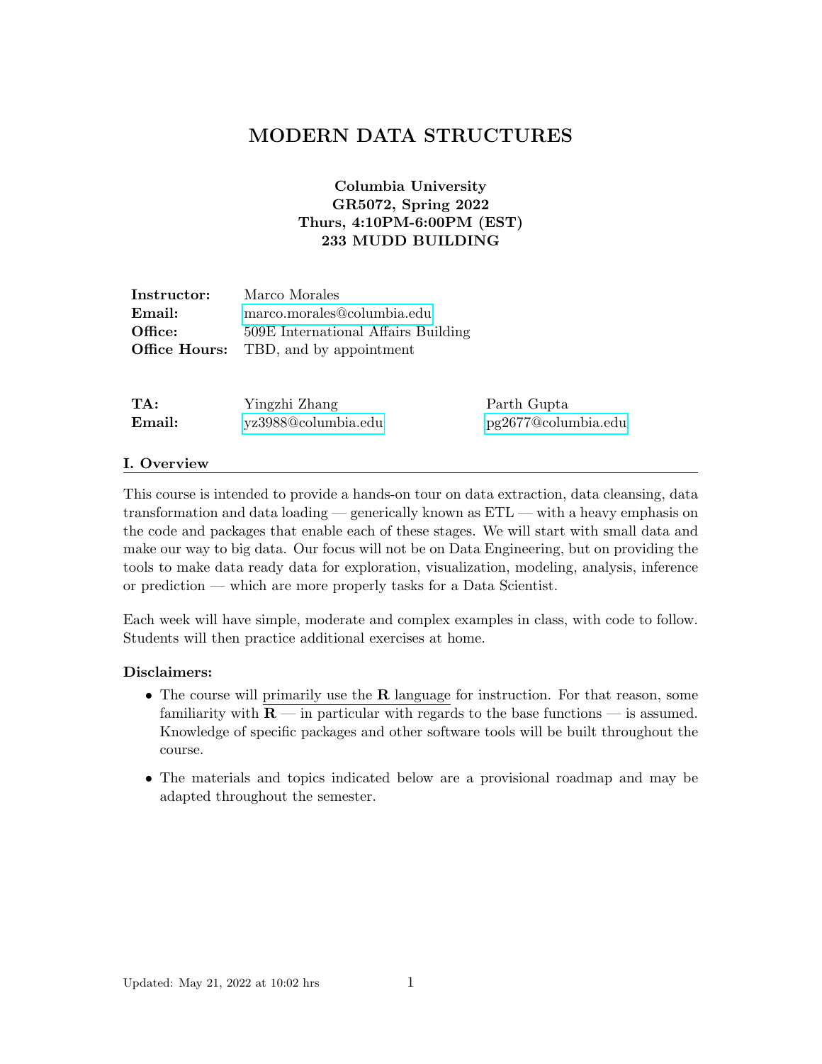# MODERN DATA STRUCTURES

**Columbia University**
**GR5072, Spring 2022**
**Thurs, 4:10PM-6:00PM (EST)**
**233 MUDD BUILDING**

| | |
|---|---|
| **Instructor:** | Marco Morales |
| **Email:** | marco.morales@columbia.edu |
| **Office:** | 509E International Affairs Building |
| **Office Hours:** | TBD, and by appointment |

| | | |
|---|---|---|
| **TA:** | Yingzhi Zhang | Parth Gupta |
| **Email:** | yz3988@columbia.edu | pg2677@columbia.edu |

## I. Overview

This course is intended to provide a hands-on tour on data extraction, data cleansing, data transformation and data loading — generically known as ETL — with a heavy emphasis on the code and packages that enable each of these stages. We will start with small data and make our way to big data. Our focus will not be on Data Engineering, but on providing the tools to make data ready data for exploration, visualization, modeling, analysis, inference or prediction — which are more properly tasks for a Data Scientist.

Each week will have simple, moderate and complex examples in class, with code to follow. Students will then practice additional exercises at home.

**Disclaimers:**

- The course will primarily use the **R** language for instruction. For that reason, some familiarity with **R** — in particular with regards to the base functions — is assumed. Knowledge of specific packages and other software tools will be built throughout the course.
- The materials and topics indicated below are a provisional roadmap and may be adapted throughout the semester.

Updated: May 21, 2022 at 10:02 hrs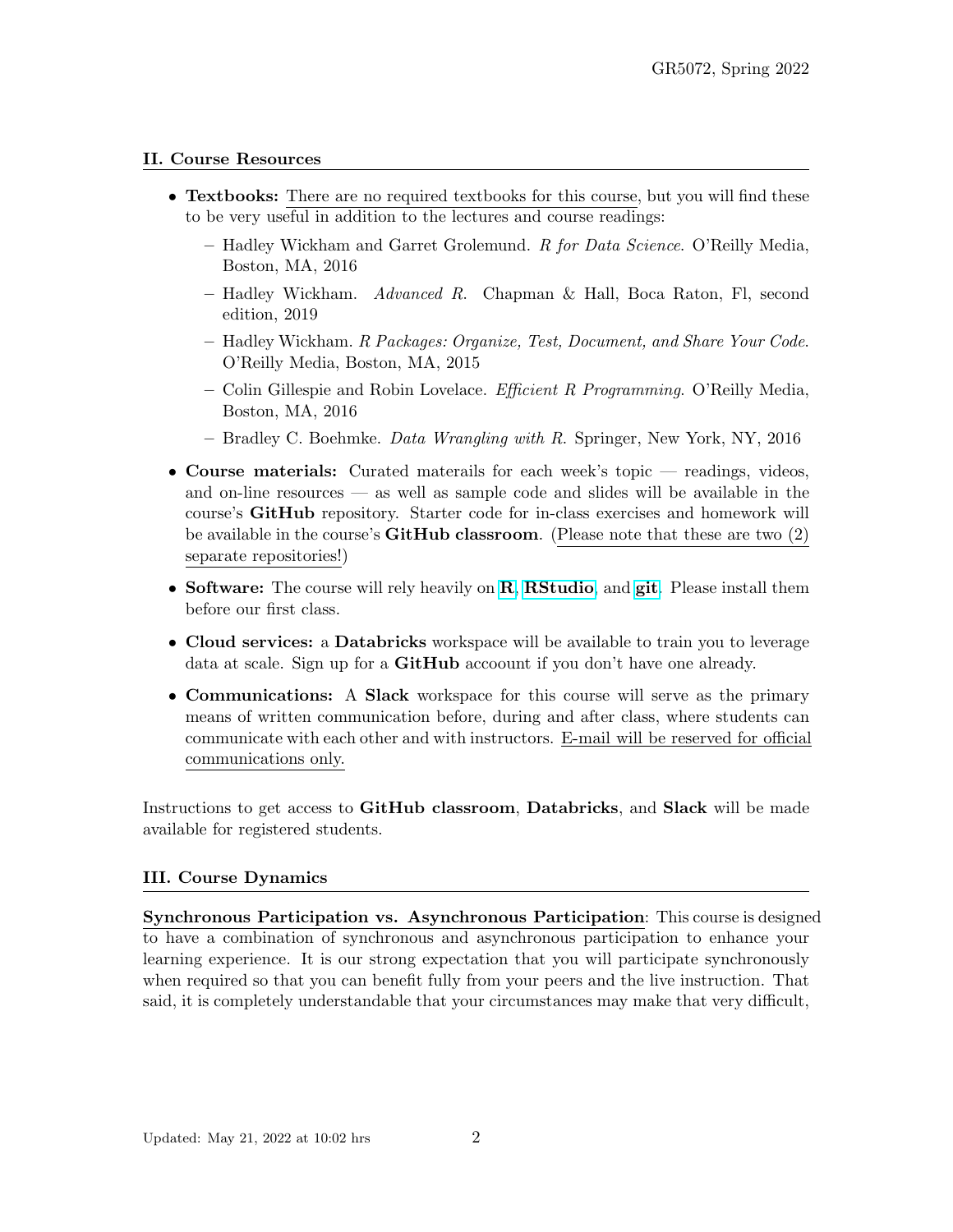## II. Course Resources

- **Textbooks:** There are no required textbooks for this course, but you will find these to be very useful in addition to the lectures and course readings:
  - Hadley Wickham and Garret Grolemund. *R for Data Science*. O'Reilly Media, Boston, MA, 2016
  - Hadley Wickham. *Advanced R*. Chapman & Hall, Boca Raton, Fl, second edition, 2019
  - Hadley Wickham. *R Packages: Organize, Test, Document, and Share Your Code*. O'Reilly Media, Boston, MA, 2015
  - Colin Gillespie and Robin Lovelace. *Efficient R Programming*. O'Reilly Media, Boston, MA, 2016
  - Bradley C. Boehmke. *Data Wrangling with R*. Springer, New York, NY, 2016
- **Course materials:** Curated materails for each week's topic — readings, videos, and on-line resources — as well as sample code and slides will be available in the course's **GitHub** repository. Starter code for in-class exercises and homework will be available in the course's **GitHub classroom**. (Please note that these are two (2) separate repositories!)
- **Software:** The course will rely heavily on **R**, **RStudio**, and **git**. Please install them before our first class.
- **Cloud services:** a **Databricks** workspace will be available to train you to leverage data at scale. Sign up for a **GitHub** accoount if you don't have one already.
- **Communications:** A **Slack** workspace for this course will serve as the primary means of written communication before, during and after class, where students can communicate with each other and with instructors. E-mail will be reserved for official communications only.

Instructions to get access to **GitHub classroom**, **Databricks**, and **Slack** will be made available for registered students.

## III. Course Dynamics

**Synchronous Participation vs. Asynchronous Participation**: This course is designed to have a combination of synchronous and asynchronous participation to enhance your learning experience. It is our strong expectation that you will participate synchronously when required so that you can benefit fully from your peers and the live instruction. That said, it is completely understandable that your circumstances may make that very difficult,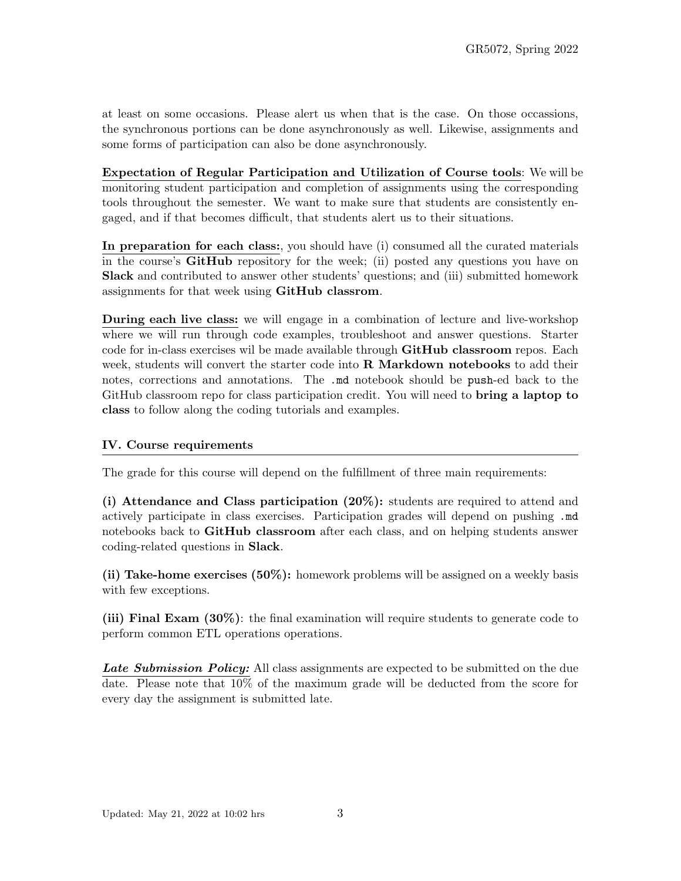at least on some occasions. Please alert us when that is the case. On those occassions, the synchronous portions can be done asynchronously as well. Likewise, assignments and some forms of participation can also be done asynchronously.

**Expectation of Regular Participation and Utilization of Course tools**: We will be monitoring student participation and completion of assignments using the corresponding tools throughout the semester. We want to make sure that students are consistently engaged, and if that becomes difficult, that students alert us to their situations.

**In preparation for each class:**, you should have (i) consumed all the curated materials in the course's **GitHub** repository for the week; (ii) posted any questions you have on **Slack** and contributed to answer other students' questions; and (iii) submitted homework assignments for that week using **GitHub classrom**.

**During each live class:** we will engage in a combination of lecture and live-workshop where we will run through code examples, troubleshoot and answer questions. Starter code for in-class exercises wil be made available through **GitHub classroom** repos. Each week, students will convert the starter code into **R Markdown notebooks** to add their notes, corrections and annotations. The `.md` notebook should be `push`-ed back to the GitHub classroom repo for class participation credit. You will need to **bring a laptop to class** to follow along the coding tutorials and examples.

### IV. Course requirements

The grade for this course will depend on the fulfillment of three main requirements:

**(i) Attendance and Class participation (20%):** students are required to attend and actively participate in class exercises. Participation grades will depend on pushing `.md` notebooks back to **GitHub classroom** after each class, and on helping students answer coding-related questions in **Slack**.

**(ii) Take-home exercises (50%):** homework problems will be assigned on a weekly basis with few exceptions.

**(iii) Final Exam (30%)**: the final examination will require students to generate code to perform common ETL operations operations.

***Late Submission Policy:*** All class assignments are expected to be submitted on the due date. Please note that 10% of the maximum grade will be deducted from the score for every day the assignment is submitted late.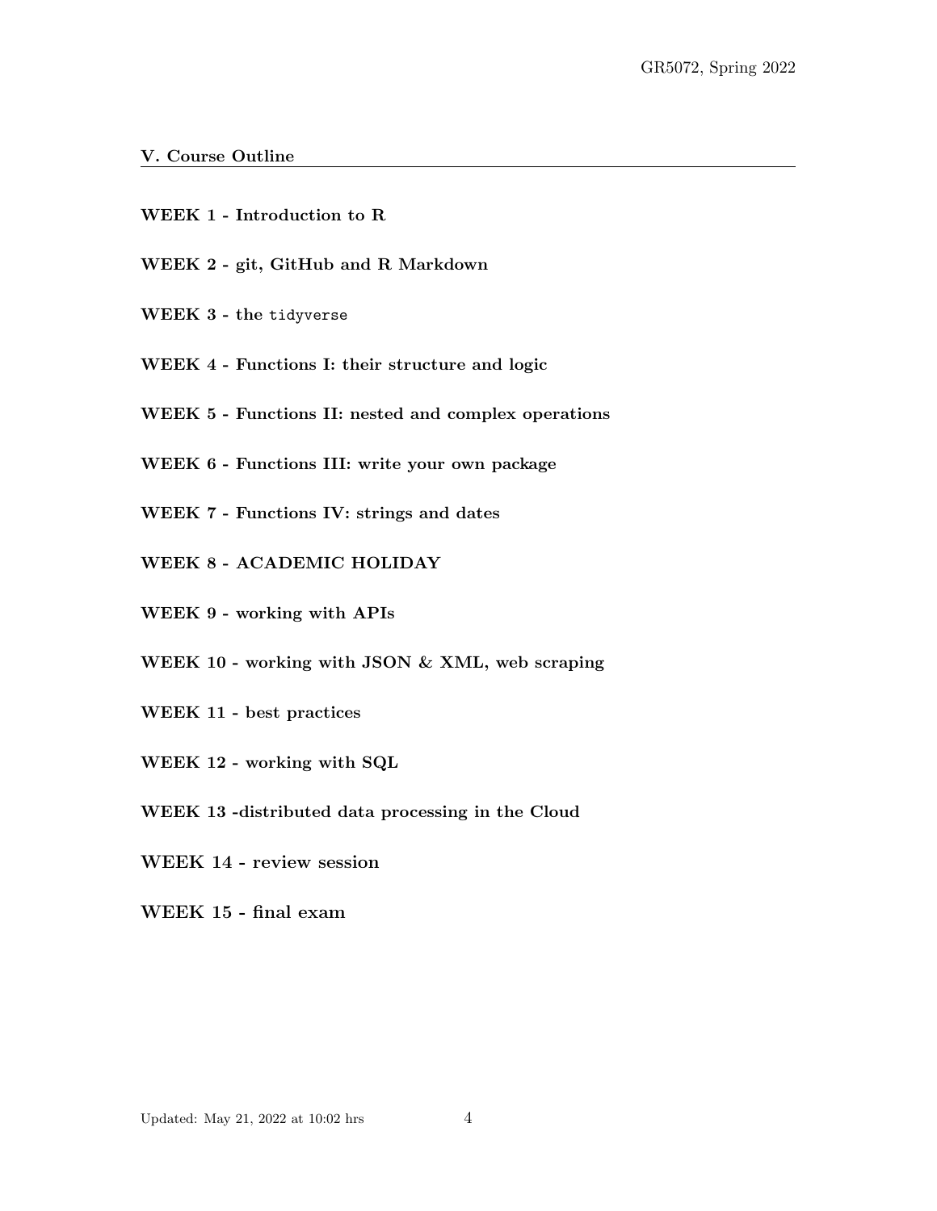## V. Course Outline

**WEEK 1 - Introduction to R**

**WEEK 2 - git, GitHub and R Markdown**

**WEEK 3 - the `tidyverse`**

**WEEK 4 - Functions I: their structure and logic**

**WEEK 5 - Functions II: nested and complex operations**

**WEEK 6 - Functions III: write your own package**

**WEEK 7 - Functions IV: strings and dates**

**WEEK 8 - ACADEMIC HOLIDAY**

**WEEK 9 - working with APIs**

**WEEK 10 - working with JSON & XML, web scraping**

**WEEK 11 - best practices**

**WEEK 12 - working with SQL**

**WEEK 13 -distributed data processing in the Cloud**

**WEEK 14 - review session**

**WEEK 15 - final exam**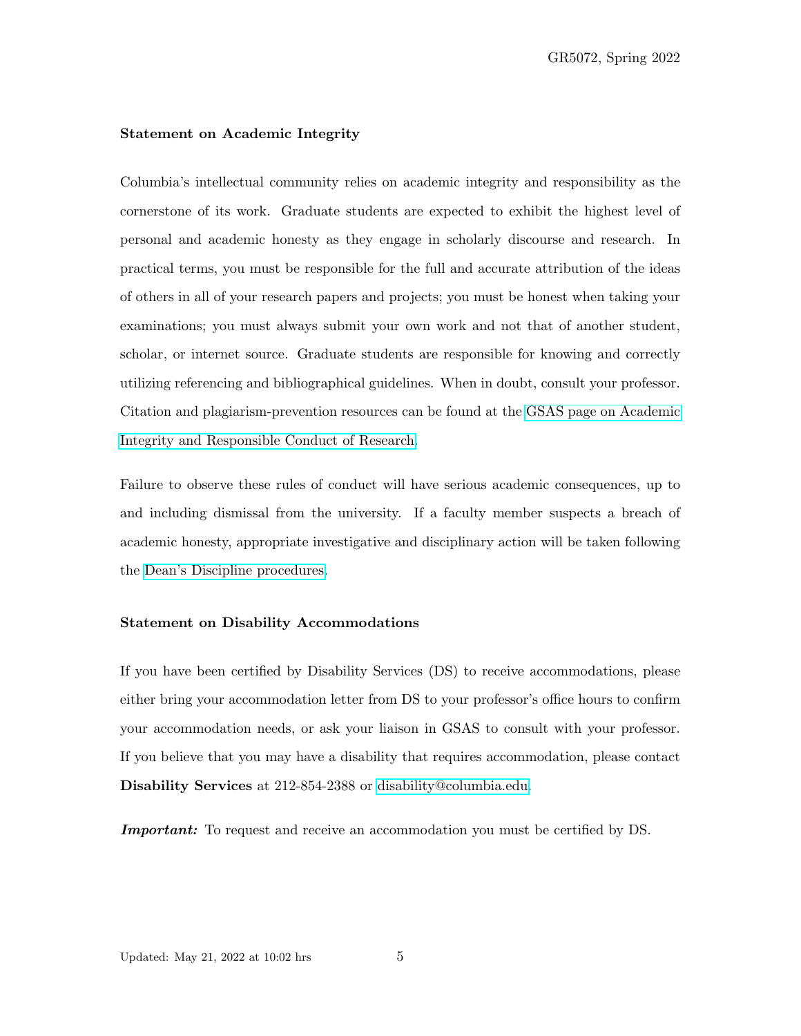### Statement on Academic Integrity

Columbia's intellectual community relies on academic integrity and responsibility as the cornerstone of its work. Graduate students are expected to exhibit the highest level of personal and academic honesty as they engage in scholarly discourse and research. In practical terms, you must be responsible for the full and accurate attribution of the ideas of others in all of your research papers and projects; you must be honest when taking your examinations; you must always submit your own work and not that of another student, scholar, or internet source. Graduate students are responsible for knowing and correctly utilizing referencing and bibliographical guidelines. When in doubt, consult your professor. Citation and plagiarism-prevention resources can be found at the GSAS page on Academic Integrity and Responsible Conduct of Research.

Failure to observe these rules of conduct will have serious academic consequences, up to and including dismissal from the university. If a faculty member suspects a breach of academic honesty, appropriate investigative and disciplinary action will be taken following the Dean's Discipline procedures.

### Statement on Disability Accommodations

If you have been certified by Disability Services (DS) to receive accommodations, please either bring your accommodation letter from DS to your professor's office hours to confirm your accommodation needs, or ask your liaison in GSAS to consult with your professor. If you believe that you may have a disability that requires accommodation, please contact **Disability Services** at 212-854-2388 or disability@columbia.edu.

***Important:*** To request and receive an accommodation you must be certified by DS.

Updated: May 21, 2022 at 10:02 hrs